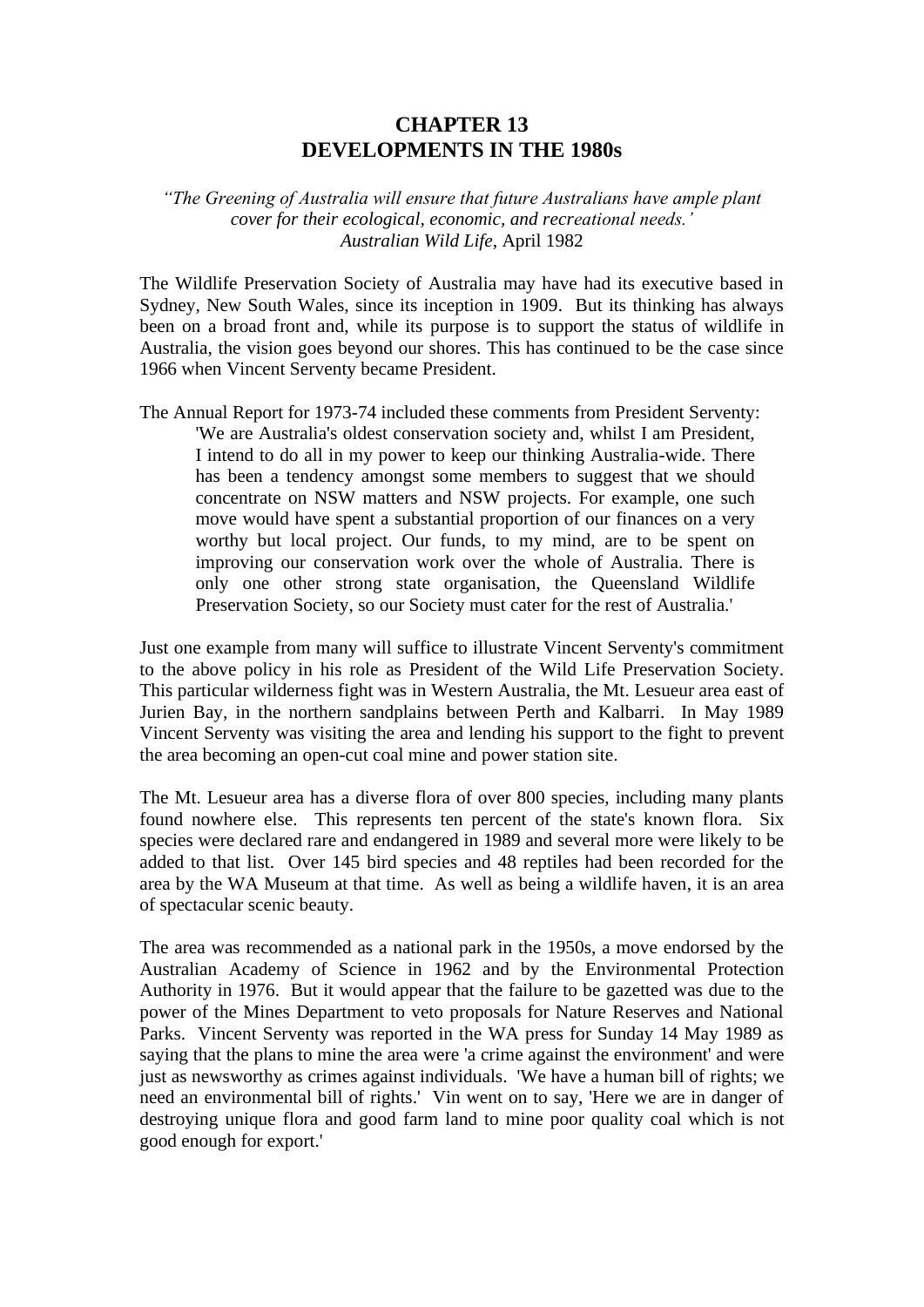# CHAPTER 13
# DEVELOPMENTS IN THE 1980s

*"The Greening of Australia will ensure that future Australians have ample plant cover for their ecological, economic, and recreational needs.'*
*Australian Wild Life,* April 1982

The Wildlife Preservation Society of Australia may have had its executive based in Sydney, New South Wales, since its inception in 1909. But its thinking has always been on a broad front and, while its purpose is to support the status of wildlife in Australia, the vision goes beyond our shores. This has continued to be the case since 1966 when Vincent Serventy became President.

The Annual Report for 1973-74 included these comments from President Serventy:

> 'We are Australia's oldest conservation society and, whilst I am President, I intend to do all in my power to keep our thinking Australia-wide. There has been a tendency amongst some members to suggest that we should concentrate on NSW matters and NSW projects. For example, one such move would have spent a substantial proportion of our finances on a very worthy but local project. Our funds, to my mind, are to be spent on improving our conservation work over the whole of Australia. There is only one other strong state organisation, the Queensland Wildlife Preservation Society, so our Society must cater for the rest of Australia.'

Just one example from many will suffice to illustrate Vincent Serventy's commitment to the above policy in his role as President of the Wild Life Preservation Society. This particular wilderness fight was in Western Australia, the Mt. Lesueur area east of Jurien Bay, in the northern sandplains between Perth and Kalbarri. In May 1989 Vincent Serventy was visiting the area and lending his support to the fight to prevent the area becoming an open-cut coal mine and power station site.

The Mt. Lesueur area has a diverse flora of over 800 species, including many plants found nowhere else. This represents ten percent of the state's known flora. Six species were declared rare and endangered in 1989 and several more were likely to be added to that list. Over 145 bird species and 48 reptiles had been recorded for the area by the WA Museum at that time. As well as being a wildlife haven, it is an area of spectacular scenic beauty.

The area was recommended as a national park in the 1950s, a move endorsed by the Australian Academy of Science in 1962 and by the Environmental Protection Authority in 1976. But it would appear that the failure to be gazetted was due to the power of the Mines Department to veto proposals for Nature Reserves and National Parks. Vincent Serventy was reported in the WA press for Sunday 14 May 1989 as saying that the plans to mine the area were 'a crime against the environment' and were just as newsworthy as crimes against individuals. 'We have a human bill of rights; we need an environmental bill of rights.' Vin went on to say, 'Here we are in danger of destroying unique flora and good farm land to mine poor quality coal which is not good enough for export.'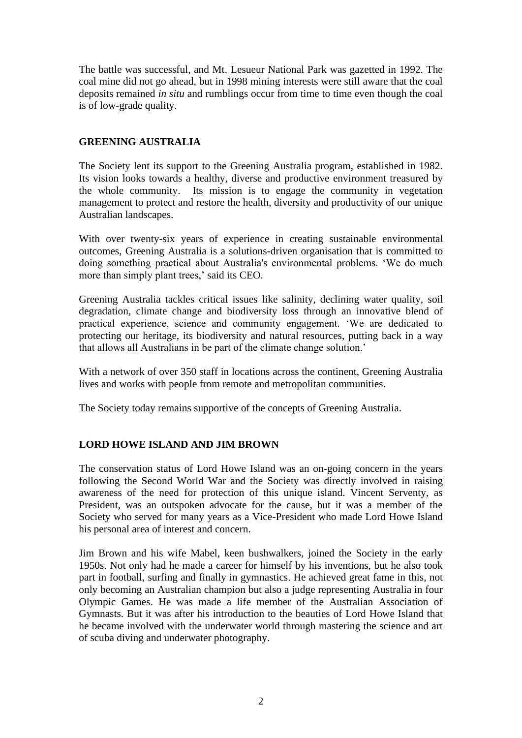The battle was successful, and Mt. Lesueur National Park was gazetted in 1992. The coal mine did not go ahead, but in 1998 mining interests were still aware that the coal deposits remained *in situ* and rumblings occur from time to time even though the coal is of low-grade quality.

## GREENING AUSTRALIA

The Society lent its support to the Greening Australia program, established in 1982. Its vision looks towards a healthy, diverse and productive environment treasured by the whole community. Its mission is to engage the community in vegetation management to protect and restore the health, diversity and productivity of our unique Australian landscapes.

With over twenty-six years of experience in creating sustainable environmental outcomes, Greening Australia is a solutions-driven organisation that is committed to doing something practical about Australia's environmental problems. 'We do much more than simply plant trees,' said its CEO.

Greening Australia tackles critical issues like salinity, declining water quality, soil degradation, climate change and biodiversity loss through an innovative blend of practical experience, science and community engagement. 'We are dedicated to protecting our heritage, its biodiversity and natural resources, putting back in a way that allows all Australians in be part of the climate change solution.'

With a network of over 350 staff in locations across the continent, Greening Australia lives and works with people from remote and metropolitan communities.

The Society today remains supportive of the concepts of Greening Australia.

## LORD HOWE ISLAND AND JIM BROWN

The conservation status of Lord Howe Island was an on-going concern in the years following the Second World War and the Society was directly involved in raising awareness of the need for protection of this unique island. Vincent Serventy, as President, was an outspoken advocate for the cause, but it was a member of the Society who served for many years as a Vice-President who made Lord Howe Island his personal area of interest and concern.

Jim Brown and his wife Mabel, keen bushwalkers, joined the Society in the early 1950s. Not only had he made a career for himself by his inventions, but he also took part in football, surfing and finally in gymnastics. He achieved great fame in this, not only becoming an Australian champion but also a judge representing Australia in four Olympic Games. He was made a life member of the Australian Association of Gymnasts. But it was after his introduction to the beauties of Lord Howe Island that he became involved with the underwater world through mastering the science and art of scuba diving and underwater photography.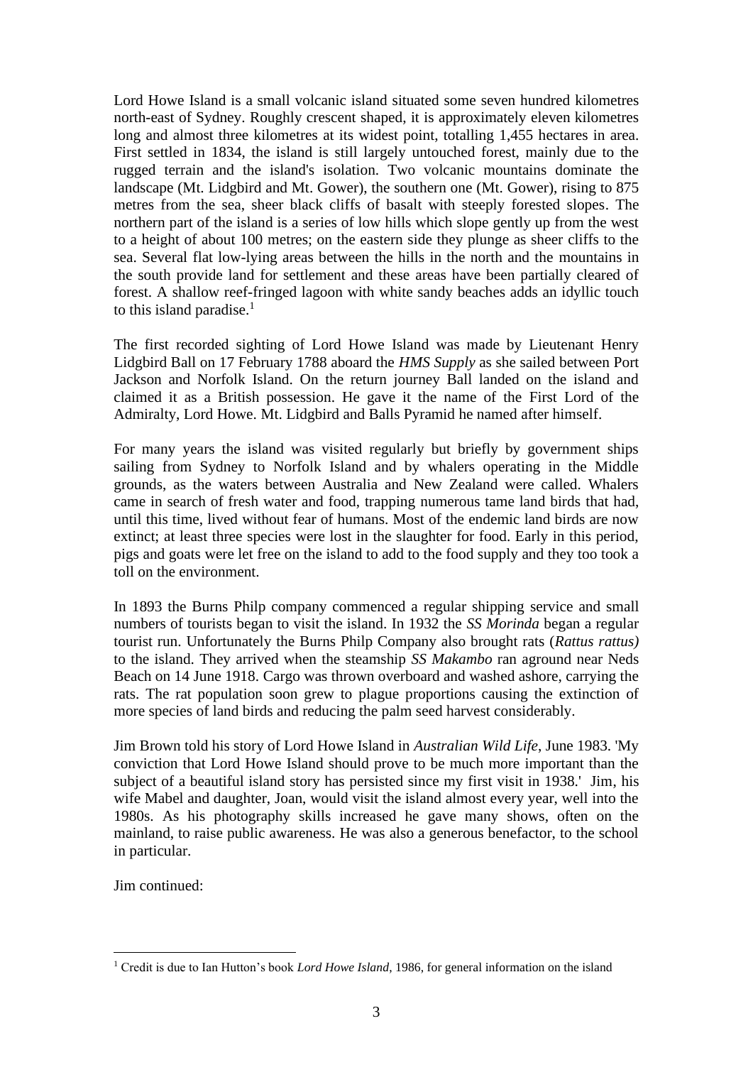Lord Howe Island is a small volcanic island situated some seven hundred kilometres north-east of Sydney. Roughly crescent shaped, it is approximately eleven kilometres long and almost three kilometres at its widest point, totalling 1,455 hectares in area. First settled in 1834, the island is still largely untouched forest, mainly due to the rugged terrain and the island's isolation. Two volcanic mountains dominate the landscape (Mt. Lidgbird and Mt. Gower), the southern one (Mt. Gower), rising to 875 metres from the sea, sheer black cliffs of basalt with steeply forested slopes. The northern part of the island is a series of low hills which slope gently up from the west to a height of about 100 metres; on the eastern side they plunge as sheer cliffs to the sea. Several flat low-lying areas between the hills in the north and the mountains in the south provide land for settlement and these areas have been partially cleared of forest. A shallow reef-fringed lagoon with white sandy beaches adds an idyllic touch to this island paradise.[1]

The first recorded sighting of Lord Howe Island was made by Lieutenant Henry Lidgbird Ball on 17 February 1788 aboard the *HMS Supply* as she sailed between Port Jackson and Norfolk Island. On the return journey Ball landed on the island and claimed it as a British possession. He gave it the name of the First Lord of the Admiralty, Lord Howe. Mt. Lidgbird and Balls Pyramid he named after himself.

For many years the island was visited regularly but briefly by government ships sailing from Sydney to Norfolk Island and by whalers operating in the Middle grounds, as the waters between Australia and New Zealand were called. Whalers came in search of fresh water and food, trapping numerous tame land birds that had, until this time, lived without fear of humans. Most of the endemic land birds are now extinct; at least three species were lost in the slaughter for food. Early in this period, pigs and goats were let free on the island to add to the food supply and they too took a toll on the environment.

In 1893 the Burns Philp company commenced a regular shipping service and small numbers of tourists began to visit the island. In 1932 the *SS Morinda* began a regular tourist run. Unfortunately the Burns Philp Company also brought rats (*Rattus rattus)* to the island. They arrived when the steamship *SS Makambo* ran aground near Neds Beach on 14 June 1918. Cargo was thrown overboard and washed ashore, carrying the rats. The rat population soon grew to plague proportions causing the extinction of more species of land birds and reducing the palm seed harvest considerably.

Jim Brown told his story of Lord Howe Island in *Australian Wild Life*, June 1983. 'My conviction that Lord Howe Island should prove to be much more important than the subject of a beautiful island story has persisted since my first visit in 1938.' Jim, his wife Mabel and daughter, Joan, would visit the island almost every year, well into the 1980s. As his photography skills increased he gave many shows, often on the mainland, to raise public awareness. He was also a generous benefactor, to the school in particular.

Jim continued:

[1] Credit is due to Ian Hutton's book *Lord Howe Island*, 1986, for general information on the island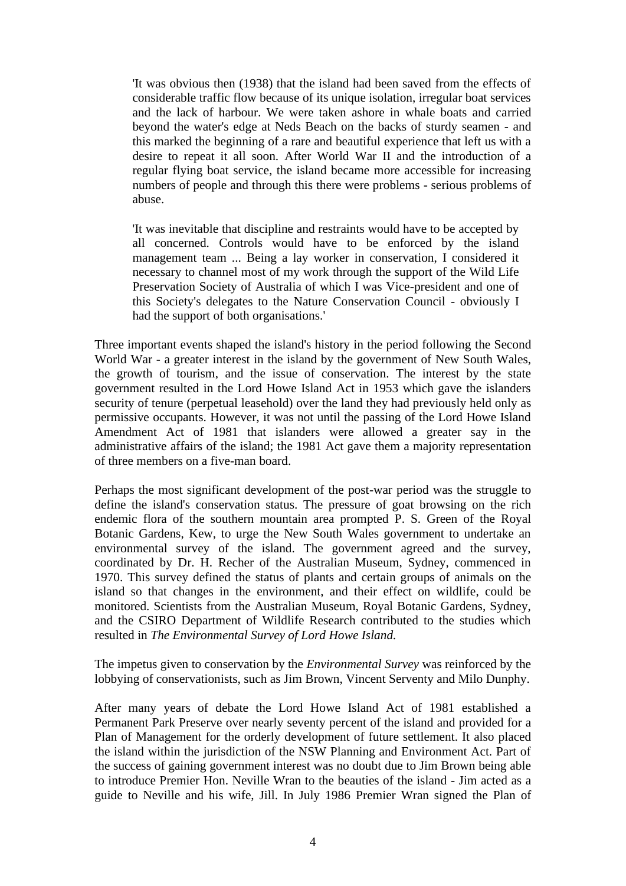> 'It was obvious then (1938) that the island had been saved from the effects of considerable traffic flow because of its unique isolation, irregular boat services and the lack of harbour. We were taken ashore in whale boats and carried beyond the water's edge at Neds Beach on the backs of sturdy seamen - and this marked the beginning of a rare and beautiful experience that left us with a desire to repeat it all soon. After World War II and the introduction of a regular flying boat service, the island became more accessible for increasing numbers of people and through this there were problems - serious problems of abuse.
>
> 'It was inevitable that discipline and restraints would have to be accepted by all concerned. Controls would have to be enforced by the island management team ... Being a lay worker in conservation, I considered it necessary to channel most of my work through the support of the Wild Life Preservation Society of Australia of which I was Vice-president and one of this Society's delegates to the Nature Conservation Council - obviously I had the support of both organisations.'

Three important events shaped the island's history in the period following the Second World War - a greater interest in the island by the government of New South Wales, the growth of tourism, and the issue of conservation. The interest by the state government resulted in the Lord Howe Island Act in 1953 which gave the islanders security of tenure (perpetual leasehold) over the land they had previously held only as permissive occupants. However, it was not until the passing of the Lord Howe Island Amendment Act of 1981 that islanders were allowed a greater say in the administrative affairs of the island; the 1981 Act gave them a majority representation of three members on a five-man board.

Perhaps the most significant development of the post-war period was the struggle to define the island's conservation status. The pressure of goat browsing on the rich endemic flora of the southern mountain area prompted P. S. Green of the Royal Botanic Gardens, Kew, to urge the New South Wales government to undertake an environmental survey of the island. The government agreed and the survey, coordinated by Dr. H. Recher of the Australian Museum, Sydney, commenced in 1970. This survey defined the status of plants and certain groups of animals on the island so that changes in the environment, and their effect on wildlife, could be monitored. Scientists from the Australian Museum, Royal Botanic Gardens, Sydney, and the CSIRO Department of Wildlife Research contributed to the studies which resulted in *The Environmental Survey of Lord Howe Island.*

The impetus given to conservation by the *Environmental Survey* was reinforced by the lobbying of conservationists, such as Jim Brown, Vincent Serventy and Milo Dunphy.

After many years of debate the Lord Howe Island Act of 1981 established a Permanent Park Preserve over nearly seventy percent of the island and provided for a Plan of Management for the orderly development of future settlement. It also placed the island within the jurisdiction of the NSW Planning and Environment Act. Part of the success of gaining government interest was no doubt due to Jim Brown being able to introduce Premier Hon. Neville Wran to the beauties of the island - Jim acted as a guide to Neville and his wife, Jill. In July 1986 Premier Wran signed the Plan of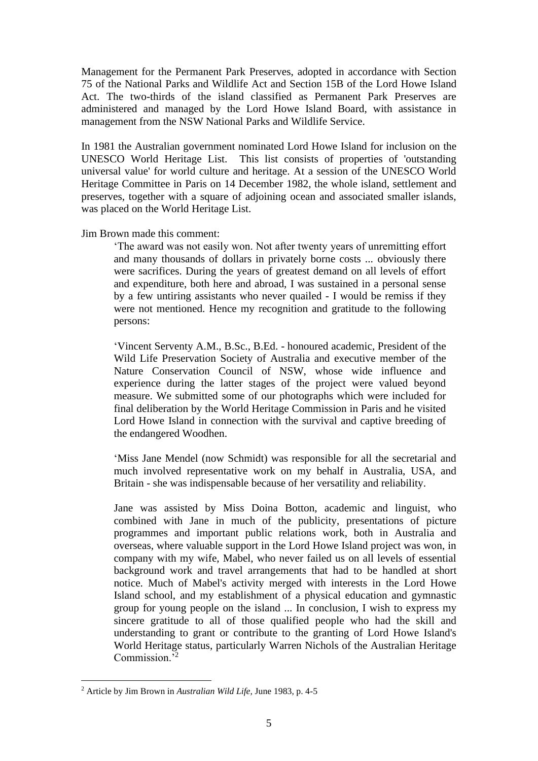Management for the Permanent Park Preserves, adopted in accordance with Section 75 of the National Parks and Wildlife Act and Section 15B of the Lord Howe Island Act. The two-thirds of the island classified as Permanent Park Preserves are administered and managed by the Lord Howe Island Board, with assistance in management from the NSW National Parks and Wildlife Service.

In 1981 the Australian government nominated Lord Howe Island for inclusion on the UNESCO World Heritage List. This list consists of properties of 'outstanding universal value' for world culture and heritage. At a session of the UNESCO World Heritage Committee in Paris on 14 December 1982, the whole island, settlement and preserves, together with a square of adjoining ocean and associated smaller islands, was placed on the World Heritage List.

Jim Brown made this comment:

> 'The award was not easily won. Not after twenty years of unremitting effort and many thousands of dollars in privately borne costs ... obviously there were sacrifices. During the years of greatest demand on all levels of effort and expenditure, both here and abroad, I was sustained in a personal sense by a few untiring assistants who never quailed - I would be remiss if they were not mentioned. Hence my recognition and gratitude to the following persons:
>
> 'Vincent Serventy A.M., B.Sc., B.Ed. - honoured academic, President of the Wild Life Preservation Society of Australia and executive member of the Nature Conservation Council of NSW, whose wide influence and experience during the latter stages of the project were valued beyond measure. We submitted some of our photographs which were included for final deliberation by the World Heritage Commission in Paris and he visited Lord Howe Island in connection with the survival and captive breeding of the endangered Woodhen.
>
> 'Miss Jane Mendel (now Schmidt) was responsible for all the secretarial and much involved representative work on my behalf in Australia, USA, and Britain - she was indispensable because of her versatility and reliability.
>
> Jane was assisted by Miss Doina Botton, academic and linguist, who combined with Jane in much of the publicity, presentations of picture programmes and important public relations work, both in Australia and overseas, where valuable support in the Lord Howe Island project was won, in company with my wife, Mabel, who never failed us on all levels of essential background work and travel arrangements that had to be handled at short notice. Much of Mabel's activity merged with interests in the Lord Howe Island school, and my establishment of a physical education and gymnastic group for young people on the island ... In conclusion, I wish to express my sincere gratitude to all of those qualified people who had the skill and understanding to grant or contribute to the granting of Lord Howe Island's World Heritage status, particularly Warren Nichols of the Australian Heritage Commission.'[2]

---

[2] Article by Jim Brown in *Australian Wild Life*, June 1983, p. 4-5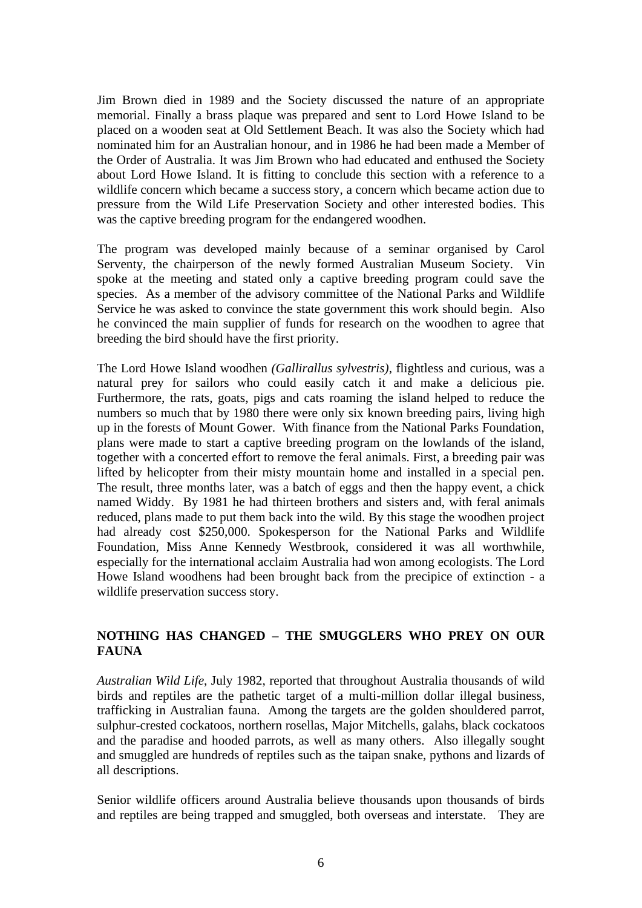Jim Brown died in 1989 and the Society discussed the nature of an appropriate memorial. Finally a brass plaque was prepared and sent to Lord Howe Island to be placed on a wooden seat at Old Settlement Beach. It was also the Society which had nominated him for an Australian honour, and in 1986 he had been made a Member of the Order of Australia. It was Jim Brown who had educated and enthused the Society about Lord Howe Island. It is fitting to conclude this section with a reference to a wildlife concern which became a success story, a concern which became action due to pressure from the Wild Life Preservation Society and other interested bodies. This was the captive breeding program for the endangered woodhen.

The program was developed mainly because of a seminar organised by Carol Serventy, the chairperson of the newly formed Australian Museum Society. Vin spoke at the meeting and stated only a captive breeding program could save the species. As a member of the advisory committee of the National Parks and Wildlife Service he was asked to convince the state government this work should begin. Also he convinced the main supplier of funds for research on the woodhen to agree that breeding the bird should have the first priority.

The Lord Howe Island woodhen *(Gallirallus sylvestris)*, flightless and curious, was a natural prey for sailors who could easily catch it and make a delicious pie. Furthermore, the rats, goats, pigs and cats roaming the island helped to reduce the numbers so much that by 1980 there were only six known breeding pairs, living high up in the forests of Mount Gower. With finance from the National Parks Foundation, plans were made to start a captive breeding program on the lowlands of the island, together with a concerted effort to remove the feral animals. First, a breeding pair was lifted by helicopter from their misty mountain home and installed in a special pen. The result, three months later, was a batch of eggs and then the happy event, a chick named Widdy. By 1981 he had thirteen brothers and sisters and, with feral animals reduced, plans made to put them back into the wild. By this stage the woodhen project had already cost $250,000. Spokesperson for the National Parks and Wildlife Foundation, Miss Anne Kennedy Westbrook, considered it was all worthwhile, especially for the international acclaim Australia had won among ecologists. The Lord Howe Island woodhens had been brought back from the precipice of extinction - a wildlife preservation success story.

## NOTHING HAS CHANGED – THE SMUGGLERS WHO PREY ON OUR FAUNA

*Australian Wild Life*, July 1982, reported that throughout Australia thousands of wild birds and reptiles are the pathetic target of a multi-million dollar illegal business, trafficking in Australian fauna. Among the targets are the golden shouldered parrot, sulphur-crested cockatoos, northern rosellas, Major Mitchells, galahs, black cockatoos and the paradise and hooded parrots, as well as many others. Also illegally sought and smuggled are hundreds of reptiles such as the taipan snake, pythons and lizards of all descriptions.

Senior wildlife officers around Australia believe thousands upon thousands of birds and reptiles are being trapped and smuggled, both overseas and interstate. They are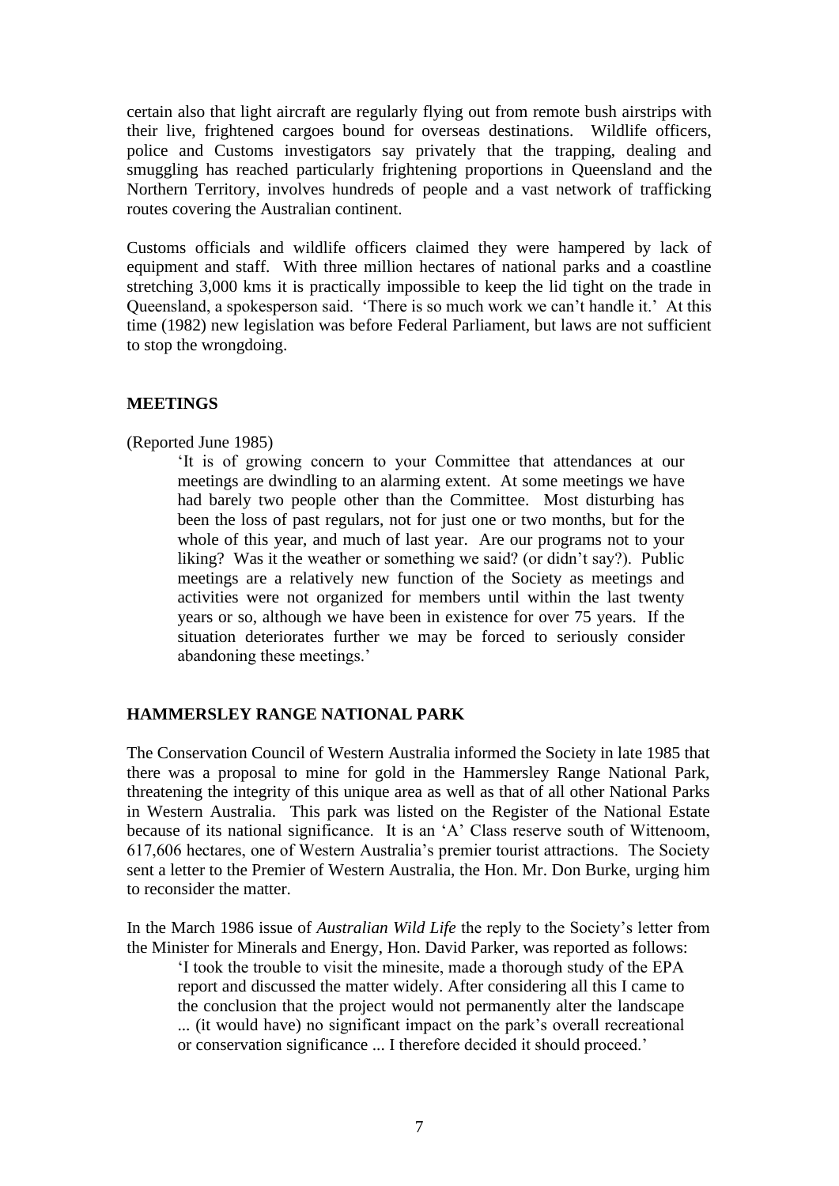certain also that light aircraft are regularly flying out from remote bush airstrips with their live, frightened cargoes bound for overseas destinations. Wildlife officers, police and Customs investigators say privately that the trapping, dealing and smuggling has reached particularly frightening proportions in Queensland and the Northern Territory, involves hundreds of people and a vast network of trafficking routes covering the Australian continent.

Customs officials and wildlife officers claimed they were hampered by lack of equipment and staff. With three million hectares of national parks and a coastline stretching 3,000 kms it is practically impossible to keep the lid tight on the trade in Queensland, a spokesperson said. 'There is so much work we can't handle it.' At this time (1982) new legislation was before Federal Parliament, but laws are not sufficient to stop the wrongdoing.

**MEETINGS**

(Reported June 1985)

> 'It is of growing concern to your Committee that attendances at our meetings are dwindling to an alarming extent. At some meetings we have had barely two people other than the Committee. Most disturbing has been the loss of past regulars, not for just one or two months, but for the whole of this year, and much of last year. Are our programs not to your liking? Was it the weather or something we said? (or didn't say?). Public meetings are a relatively new function of the Society as meetings and activities were not organized for members until within the last twenty years or so, although we have been in existence for over 75 years. If the situation deteriorates further we may be forced to seriously consider abandoning these meetings.'

**HAMMERSLEY RANGE NATIONAL PARK**

The Conservation Council of Western Australia informed the Society in late 1985 that there was a proposal to mine for gold in the Hammersley Range National Park, threatening the integrity of this unique area as well as that of all other National Parks in Western Australia. This park was listed on the Register of the National Estate because of its national significance. It is an 'A' Class reserve south of Wittenoom, 617,606 hectares, one of Western Australia's premier tourist attractions. The Society sent a letter to the Premier of Western Australia, the Hon. Mr. Don Burke, urging him to reconsider the matter.

In the March 1986 issue of *Australian Wild Life* the reply to the Society's letter from the Minister for Minerals and Energy, Hon. David Parker, was reported as follows:

> 'I took the trouble to visit the minesite, made a thorough study of the EPA report and discussed the matter widely. After considering all this I came to the conclusion that the project would not permanently alter the landscape ... (it would have) no significant impact on the park's overall recreational or conservation significance ... I therefore decided it should proceed.'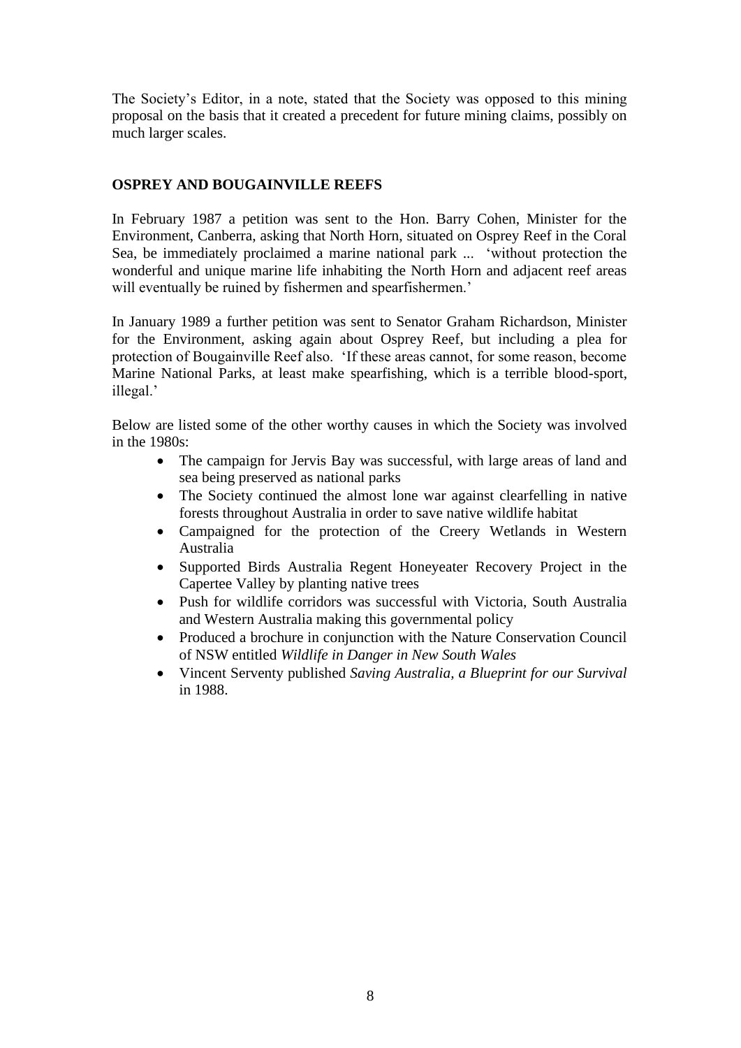The Society's Editor, in a note, stated that the Society was opposed to this mining proposal on the basis that it created a precedent for future mining claims, possibly on much larger scales.

## OSPREY AND BOUGAINVILLE REEFS

In February 1987 a petition was sent to the Hon. Barry Cohen, Minister for the Environment, Canberra, asking that North Horn, situated on Osprey Reef in the Coral Sea, be immediately proclaimed a marine national park ... 'without protection the wonderful and unique marine life inhabiting the North Horn and adjacent reef areas will eventually be ruined by fishermen and spearfishermen.'

In January 1989 a further petition was sent to Senator Graham Richardson, Minister for the Environment, asking again about Osprey Reef, but including a plea for protection of Bougainville Reef also. 'If these areas cannot, for some reason, become Marine National Parks, at least make spearfishing, which is a terrible blood-sport, illegal.'

Below are listed some of the other worthy causes in which the Society was involved in the 1980s:

- The campaign for Jervis Bay was successful, with large areas of land and sea being preserved as national parks
- The Society continued the almost lone war against clearfelling in native forests throughout Australia in order to save native wildlife habitat
- Campaigned for the protection of the Creery Wetlands in Western Australia
- Supported Birds Australia Regent Honeyeater Recovery Project in the Capertee Valley by planting native trees
- Push for wildlife corridors was successful with Victoria, South Australia and Western Australia making this governmental policy
- Produced a brochure in conjunction with the Nature Conservation Council of NSW entitled *Wildlife in Danger in New South Wales*
- Vincent Serventy published *Saving Australia, a Blueprint for our Survival* in 1988.